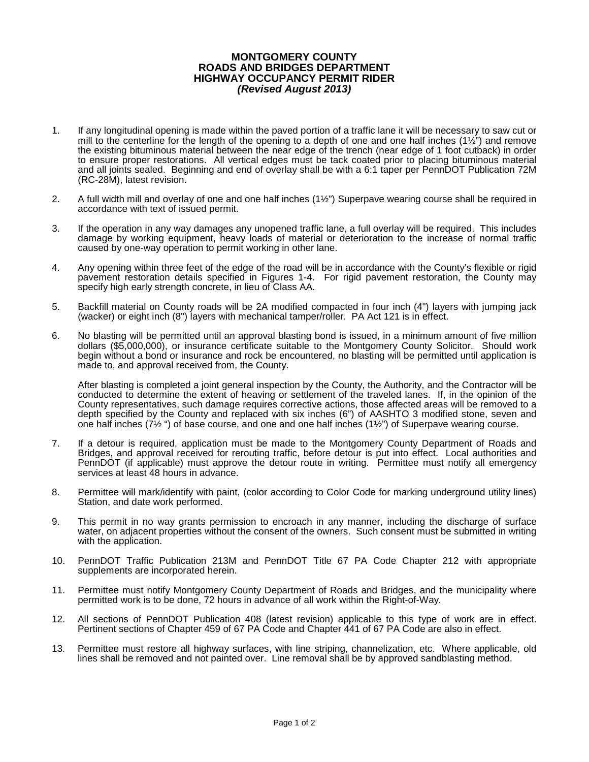# MONTGOMERY COUNTY
# ROADS AND BRIDGES DEPARTMENT
# HIGHWAY OCCUPANCY PERMIT RIDER
***(Revised August 2013)***

1. If any longitudinal opening is made within the paved portion of a traffic lane it will be necessary to saw cut or mill to the centerline for the length of the opening to a depth of one and one half inches (1½") and remove the existing bituminous material between the near edge of the trench (near edge of 1 foot cutback) in order to ensure proper restorations. All vertical edges must be tack coated prior to placing bituminous material and all joints sealed. Beginning and end of overlay shall be with a 6:1 taper per PennDOT Publication 72M (RC-28M), latest revision.

2. A full width mill and overlay of one and one half inches (1½") Superpave wearing course shall be required in accordance with text of issued permit.

3. If the operation in any way damages any unopened traffic lane, a full overlay will be required. This includes damage by working equipment, heavy loads of material or deterioration to the increase of normal traffic caused by one-way operation to permit working in other lane.

4. Any opening within three feet of the edge of the road will be in accordance with the County's flexible or rigid pavement restoration details specified in Figures 1-4. For rigid pavement restoration, the County may specify high early strength concrete, in lieu of Class AA.

5. Backfill material on County roads will be 2A modified compacted in four inch (4") layers with jumping jack (wacker) or eight inch (8") layers with mechanical tamper/roller. PA Act 121 is in effect.

6. No blasting will be permitted until an approval blasting bond is issued, in a minimum amount of five million dollars ($5,000,000), or insurance certificate suitable to the Montgomery County Solicitor. Should work begin without a bond or insurance and rock be encountered, no blasting will be permitted until application is made to, and approval received from, the County.

   After blasting is completed a joint general inspection by the County, the Authority, and the Contractor will be conducted to determine the extent of heaving or settlement of the traveled lanes. If, in the opinion of the County representatives, such damage requires corrective actions, those affected areas will be removed to a depth specified by the County and replaced with six inches (6") of AASHTO 3 modified stone, seven and one half inches (7½ ") of base course, and one and one half inches (1½") of Superpave wearing course.

7. If a detour is required, application must be made to the Montgomery County Department of Roads and Bridges, and approval received for rerouting traffic, before detour is put into effect. Local authorities and PennDOT (if applicable) must approve the detour route in writing. Permittee must notify all emergency services at least 48 hours in advance.

8. Permittee will mark/identify with paint, (color according to Color Code for marking underground utility lines) Station, and date work performed.

9. This permit in no way grants permission to encroach in any manner, including the discharge of surface water, on adjacent properties without the consent of the owners. Such consent must be submitted in writing with the application.

10. PennDOT Traffic Publication 213M and PennDOT Title 67 PA Code Chapter 212 with appropriate supplements are incorporated herein.

11. Permittee must notify Montgomery County Department of Roads and Bridges, and the municipality where permitted work is to be done, 72 hours in advance of all work within the Right-of-Way.

12. All sections of PennDOT Publication 408 (latest revision) applicable to this type of work are in effect. Pertinent sections of Chapter 459 of 67 PA Code and Chapter 441 of 67 PA Code are also in effect.

13. Permittee must restore all highway surfaces, with line striping, channelization, etc. Where applicable, old lines shall be removed and not painted over. Line removal shall be by approved sandblasting method.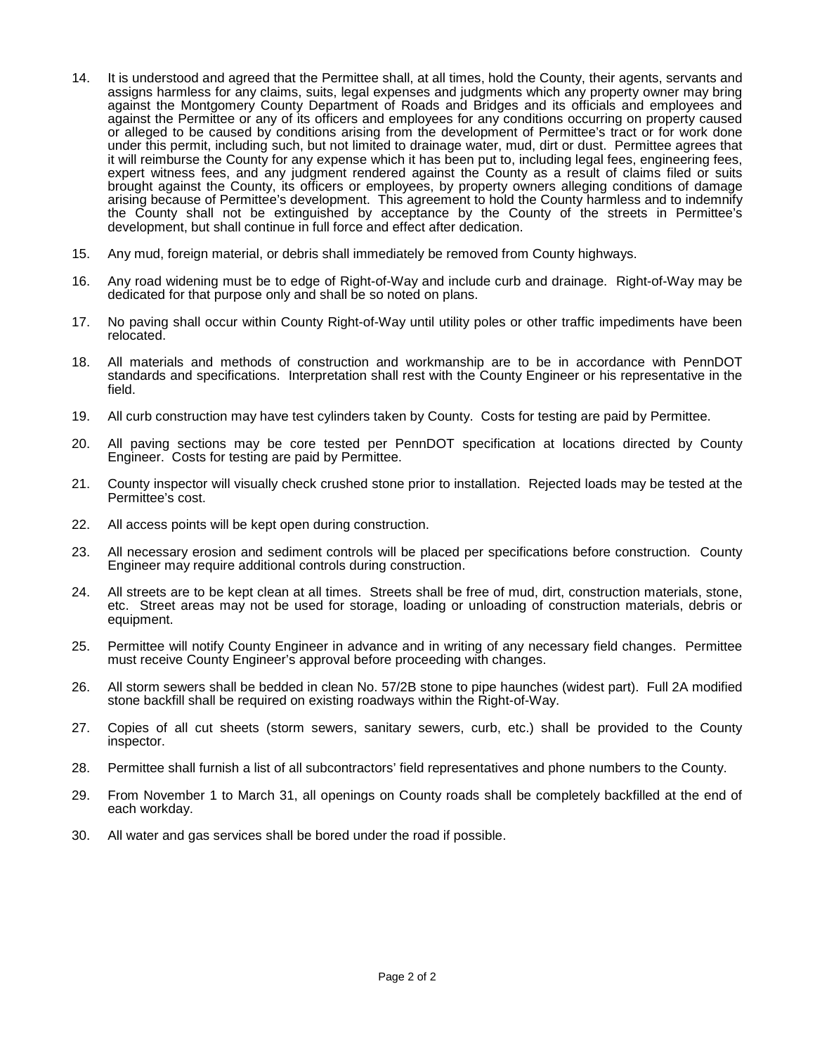14. It is understood and agreed that the Permittee shall, at all times, hold the County, their agents, servants and assigns harmless for any claims, suits, legal expenses and judgments which any property owner may bring against the Montgomery County Department of Roads and Bridges and its officials and employees and against the Permittee or any of its officers and employees for any conditions occurring on property caused or alleged to be caused by conditions arising from the development of Permittee's tract or for work done under this permit, including such, but not limited to drainage water, mud, dirt or dust. Permittee agrees that it will reimburse the County for any expense which it has been put to, including legal fees, engineering fees, expert witness fees, and any judgment rendered against the County as a result of claims filed or suits brought against the County, its officers or employees, by property owners alleging conditions of damage arising because of Permittee's development. This agreement to hold the County harmless and to indemnify the County shall not be extinguished by acceptance by the County of the streets in Permittee's development, but shall continue in full force and effect after dedication.

15. Any mud, foreign material, or debris shall immediately be removed from County highways.

16. Any road widening must be to edge of Right-of-Way and include curb and drainage. Right-of-Way may be dedicated for that purpose only and shall be so noted on plans.

17. No paving shall occur within County Right-of-Way until utility poles or other traffic impediments have been relocated.

18. All materials and methods of construction and workmanship are to be in accordance with PennDOT standards and specifications. Interpretation shall rest with the County Engineer or his representative in the field.

19. All curb construction may have test cylinders taken by County. Costs for testing are paid by Permittee.

20. All paving sections may be core tested per PennDOT specification at locations directed by County Engineer. Costs for testing are paid by Permittee.

21. County inspector will visually check crushed stone prior to installation. Rejected loads may be tested at the Permittee's cost.

22. All access points will be kept open during construction.

23. All necessary erosion and sediment controls will be placed per specifications before construction. County Engineer may require additional controls during construction.

24. All streets are to be kept clean at all times. Streets shall be free of mud, dirt, construction materials, stone, etc. Street areas may not be used for storage, loading or unloading of construction materials, debris or equipment.

25. Permittee will notify County Engineer in advance and in writing of any necessary field changes. Permittee must receive County Engineer's approval before proceeding with changes.

26. All storm sewers shall be bedded in clean No. 57/2B stone to pipe haunches (widest part). Full 2A modified stone backfill shall be required on existing roadways within the Right-of-Way.

27. Copies of all cut sheets (storm sewers, sanitary sewers, curb, etc.) shall be provided to the County inspector.

28. Permittee shall furnish a list of all subcontractors' field representatives and phone numbers to the County.

29. From November 1 to March 31, all openings on County roads shall be completely backfilled at the end of each workday.

30. All water and gas services shall be bored under the road if possible.